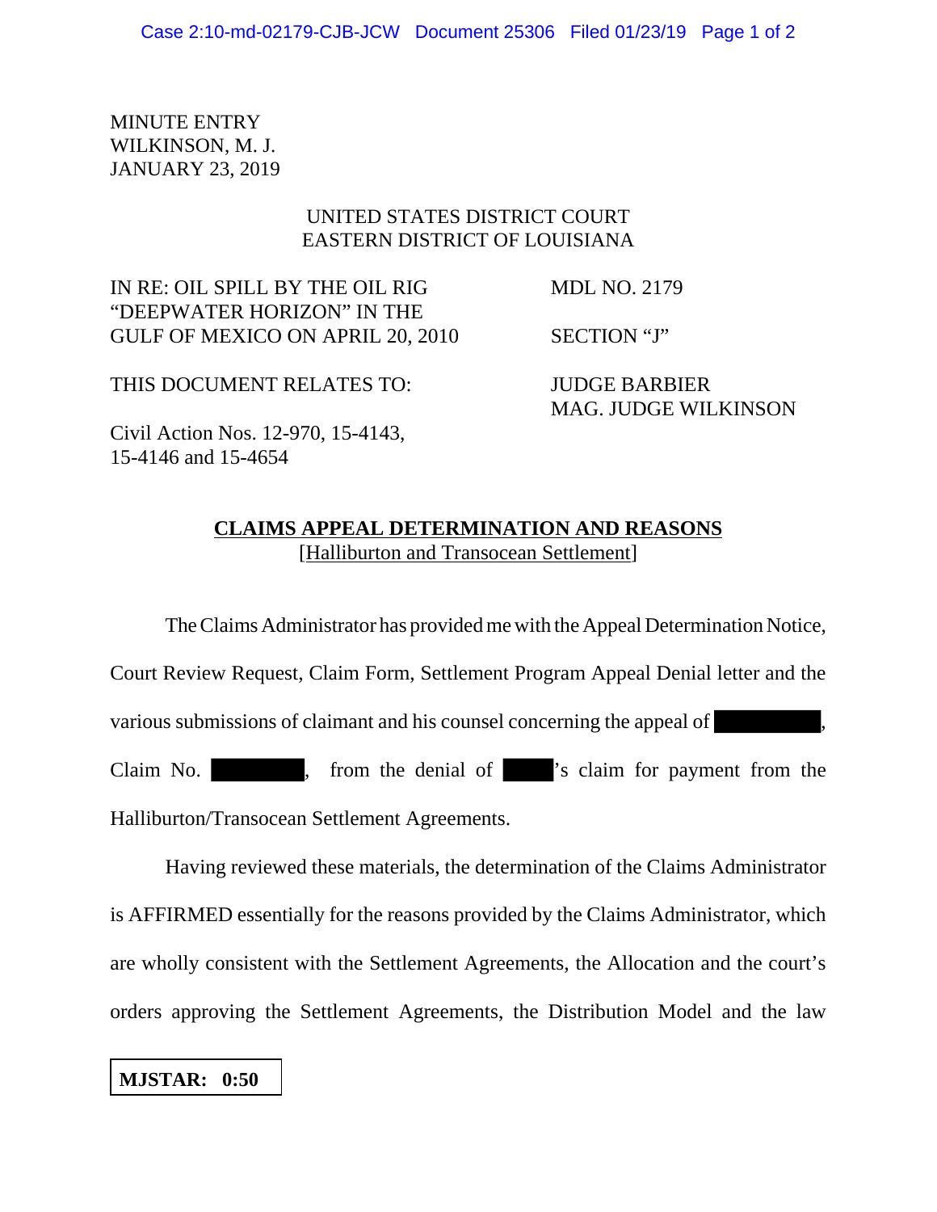MINUTE ENTRY
WILKINSON, M. J.
JANUARY 23, 2019

UNITED STATES DISTRICT COURT
EASTERN DISTRICT OF LOUISIANA

IN RE: OIL SPILL BY THE OIL RIG "DEEPWATER HORIZON" IN THE GULF OF MEXICO ON APRIL 20, 2010

MDL NO. 2179

SECTION "J"

THIS DOCUMENT RELATES TO:

JUDGE BARBIER
MAG. JUDGE WILKINSON

Civil Action Nos. 12-970, 15-4143, 15-4146 and 15-4654

**CLAIMS APPEAL DETERMINATION AND REASONS**
[Halliburton and Transocean Settlement]

The Claims Administrator has provided me with the Appeal Determination Notice, Court Review Request, Claim Form, Settlement Program Appeal Denial letter and the various submissions of claimant and his counsel concerning the appeal of ██████, Claim No. ██████, from the denial of ████'s claim for payment from the Halliburton/Transocean Settlement Agreements.

Having reviewed these materials, the determination of the Claims Administrator is AFFIRMED essentially for the reasons provided by the Claims Administrator, which are wholly consistent with the Settlement Agreements, the Allocation and the court's orders approving the Settlement Agreements, the Distribution Model and the law

**MJSTAR: 0:50**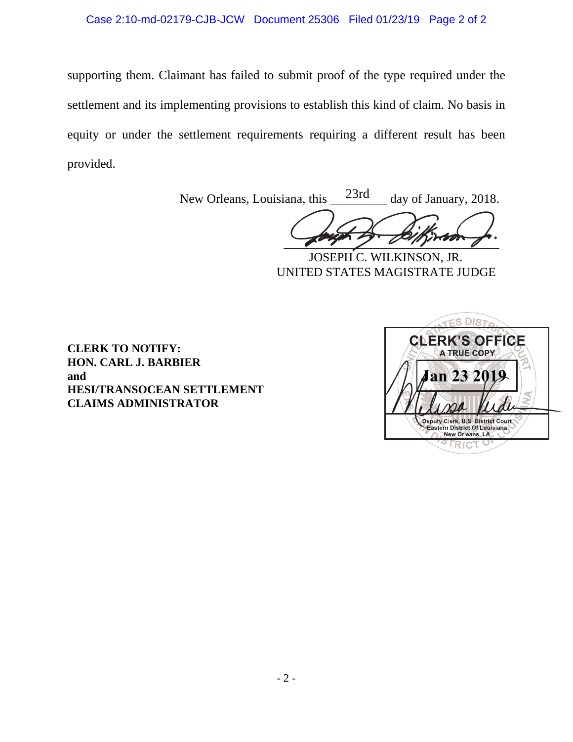supporting them. Claimant has failed to submit proof of the type required under the settlement and its implementing provisions to establish this kind of claim. No basis in equity or under the settlement requirements requiring a different result has been provided.

New Orleans, Louisiana, this 23rd day of January, 2018.

JOSEPH C. WILKINSON, JR.
UNITED STATES MAGISTRATE JUDGE

**CLERK TO NOTIFY:**
**HON. CARL J. BARBIER**
**and**
**HESI/TRANSOCEAN SETTLEMENT CLAIMS ADMINISTRATOR**

CLERK'S OFFICE
A TRUE COPY
Jan 23 2019
Deputy Clerk, U.S. District Court
Eastern District Of Louisiana
New Orleans, LA